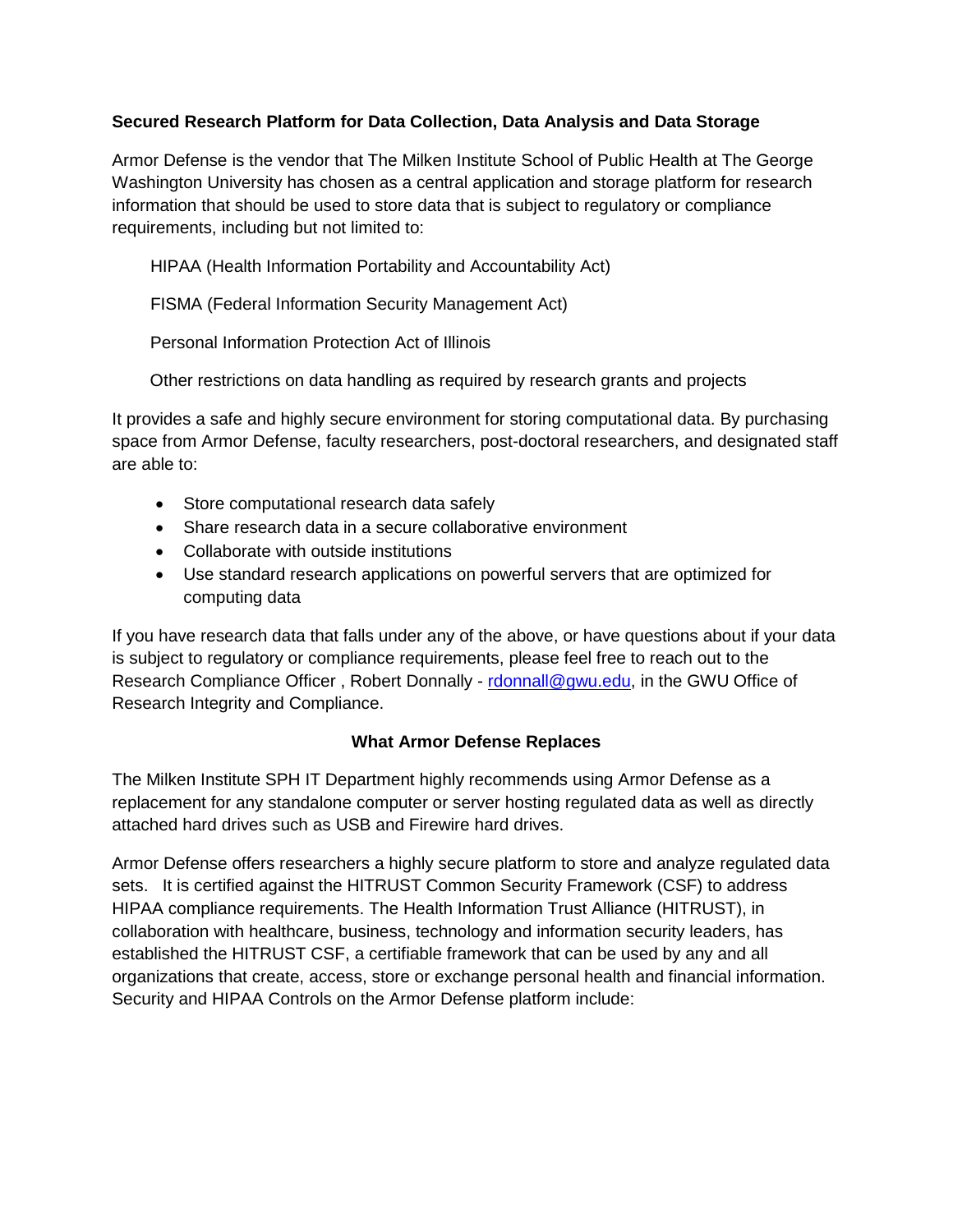**Secured Research Platform for Data Collection, Data Analysis and Data Storage**

Armor Defense is the vendor that The Milken Institute School of Public Health at The George Washington University has chosen as a central application and storage platform for research information that should be used to store data that is subject to regulatory or compliance requirements, including but not limited to:

HIPAA (Health Information Portability and Accountability Act)

FISMA (Federal Information Security Management Act)

Personal Information Protection Act of Illinois

Other restrictions on data handling as required by research grants and projects

It provides a safe and highly secure environment for storing computational data. By purchasing space from Armor Defense, faculty researchers, post-doctoral researchers, and designated staff are able to:

- Store computational research data safely
- Share research data in a secure collaborative environment
- Collaborate with outside institutions
- Use standard research applications on powerful servers that are optimized for computing data

If you have research data that falls under any of the above, or have questions about if your data is subject to regulatory or compliance requirements, please feel free to reach out to the Research Compliance Officer , Robert Donnally - rdonnall@gwu.edu, in the GWU Office of Research Integrity and Compliance.

**What Armor Defense Replaces**

The Milken Institute SPH IT Department highly recommends using Armor Defense as a replacement for any standalone computer or server hosting regulated data as well as directly attached hard drives such as USB and Firewire hard drives.

Armor Defense offers researchers a highly secure platform to store and analyze regulated data sets. It is certified against the HITRUST Common Security Framework (CSF) to address HIPAA compliance requirements. The Health Information Trust Alliance (HITRUST), in collaboration with healthcare, business, technology and information security leaders, has established the HITRUST CSF, a certifiable framework that can be used by any and all organizations that create, access, store or exchange personal health and financial information. Security and HIPAA Controls on the Armor Defense platform include: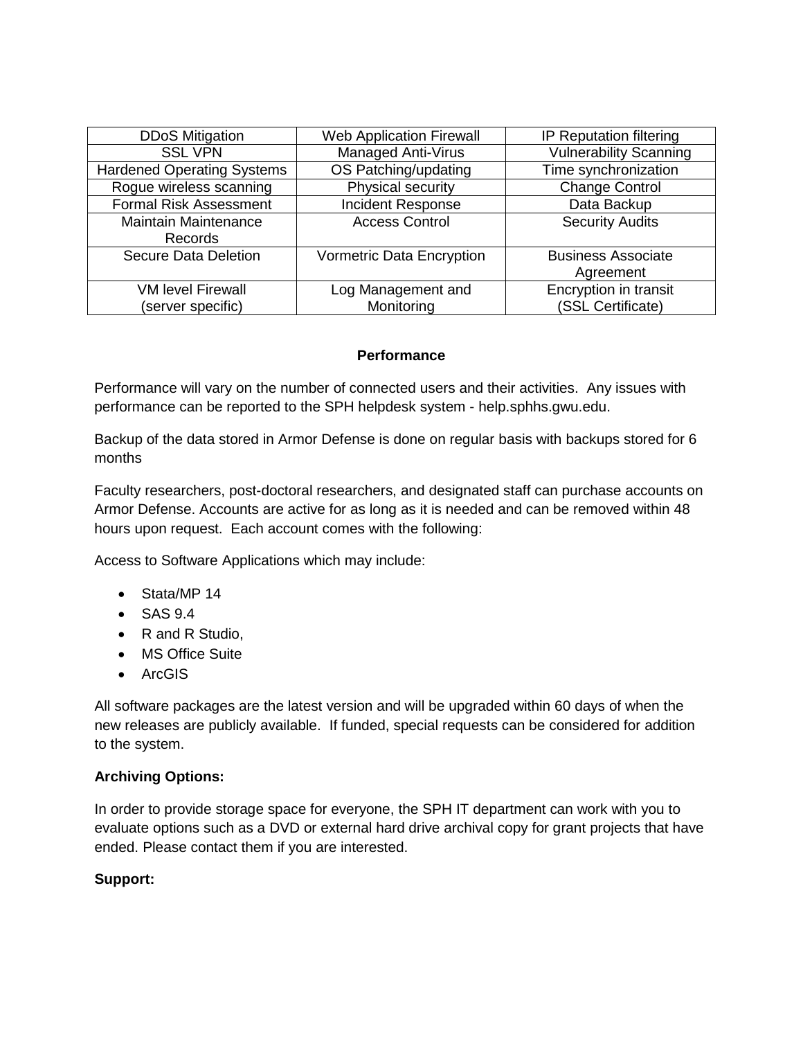| DDoS Mitigation | Web Application Firewall | IP Reputation filtering |
| --- | --- | --- |
| SSL VPN | Managed Anti-Virus | Vulnerability Scanning |
| Hardened Operating Systems | OS Patching/updating | Time synchronization |
| Rogue wireless scanning | Physical security | Change Control |
| Formal Risk Assessment | Incident Response | Data Backup |
| Maintain Maintenance Records | Access Control | Security Audits |
| Secure Data Deletion | Vormetric Data Encryption | Business Associate Agreement |
| VM level Firewall (server specific) | Log Management and Monitoring | Encryption in transit (SSL Certificate) |

**Performance**

Performance will vary on the number of connected users and their activities. Any issues with performance can be reported to the SPH helpdesk system - help.sphhs.gwu.edu.

Backup of the data stored in Armor Defense is done on regular basis with backups stored for 6 months

Faculty researchers, post-doctoral researchers, and designated staff can purchase accounts on Armor Defense. Accounts are active for as long as it is needed and can be removed within 48 hours upon request. Each account comes with the following:

Access to Software Applications which may include:

- Stata/MP 14
- SAS 9.4
- R and R Studio,
- MS Office Suite
- ArcGIS

All software packages are the latest version and will be upgraded within 60 days of when the new releases are publicly available. If funded, special requests can be considered for addition to the system.

**Archiving Options:**

In order to provide storage space for everyone, the SPH IT department can work with you to evaluate options such as a DVD or external hard drive archival copy for grant projects that have ended. Please contact them if you are interested.

**Support:**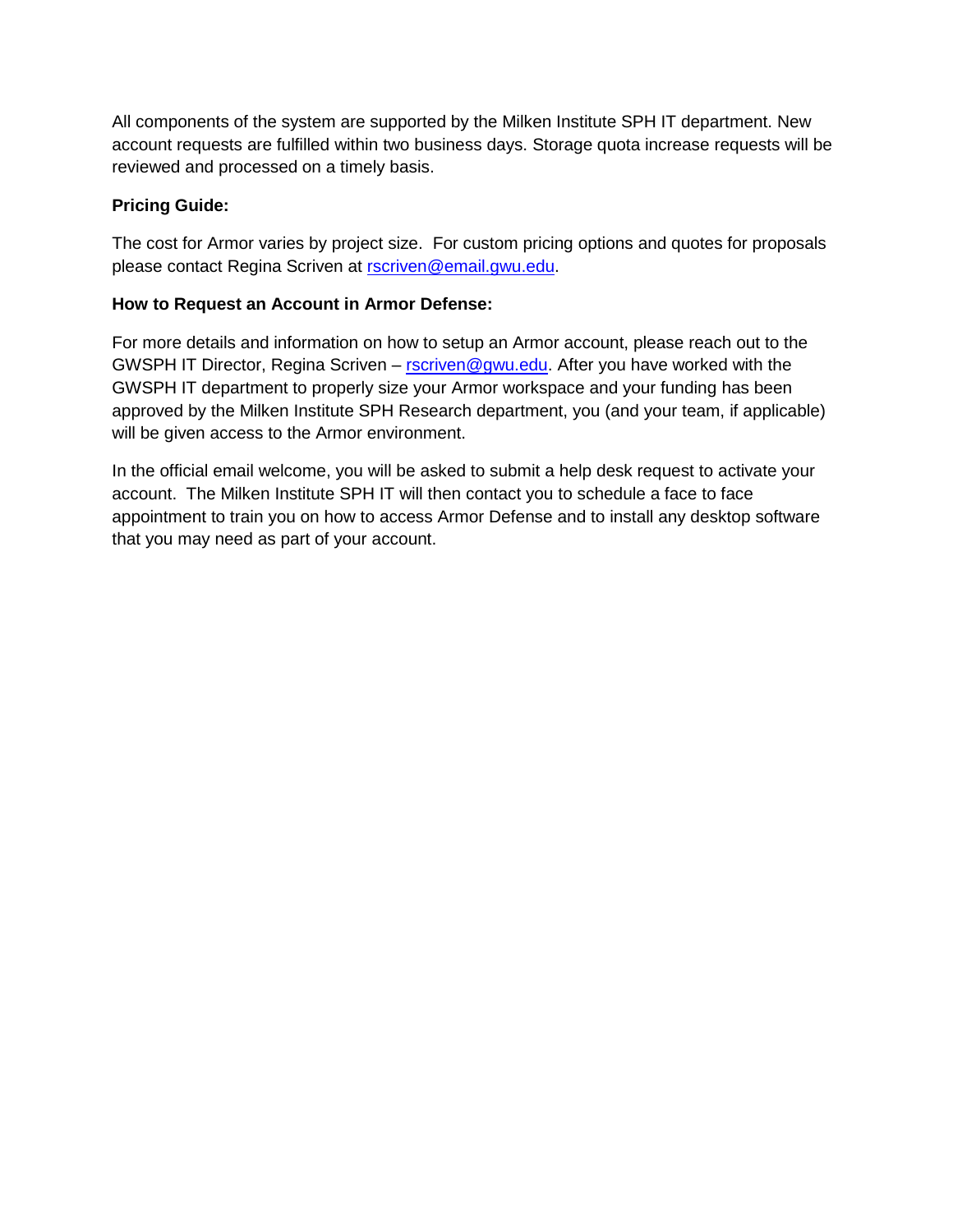All components of the system are supported by the Milken Institute SPH IT department. New account requests are fulfilled within two business days. Storage quota increase requests will be reviewed and processed on a timely basis.

**Pricing Guide:**

The cost for Armor varies by project size. For custom pricing options and quotes for proposals please contact Regina Scriven at rscriven@email.gwu.edu.

**How to Request an Account in Armor Defense:**

For more details and information on how to setup an Armor account, please reach out to the GWSPH IT Director, Regina Scriven – rscriven@gwu.edu. After you have worked with the GWSPH IT department to properly size your Armor workspace and your funding has been approved by the Milken Institute SPH Research department, you (and your team, if applicable) will be given access to the Armor environment.

In the official email welcome, you will be asked to submit a help desk request to activate your account. The Milken Institute SPH IT will then contact you to schedule a face to face appointment to train you on how to access Armor Defense and to install any desktop software that you may need as part of your account.